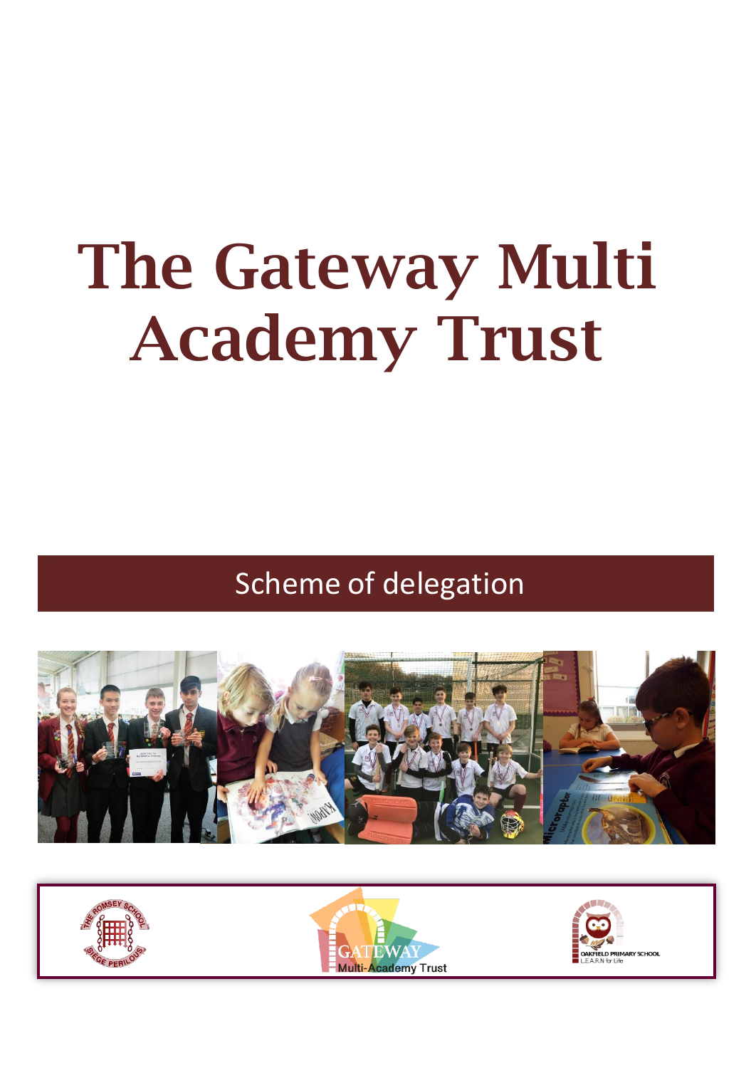# The Gateway Multi Academy Trust

## Scheme of delegation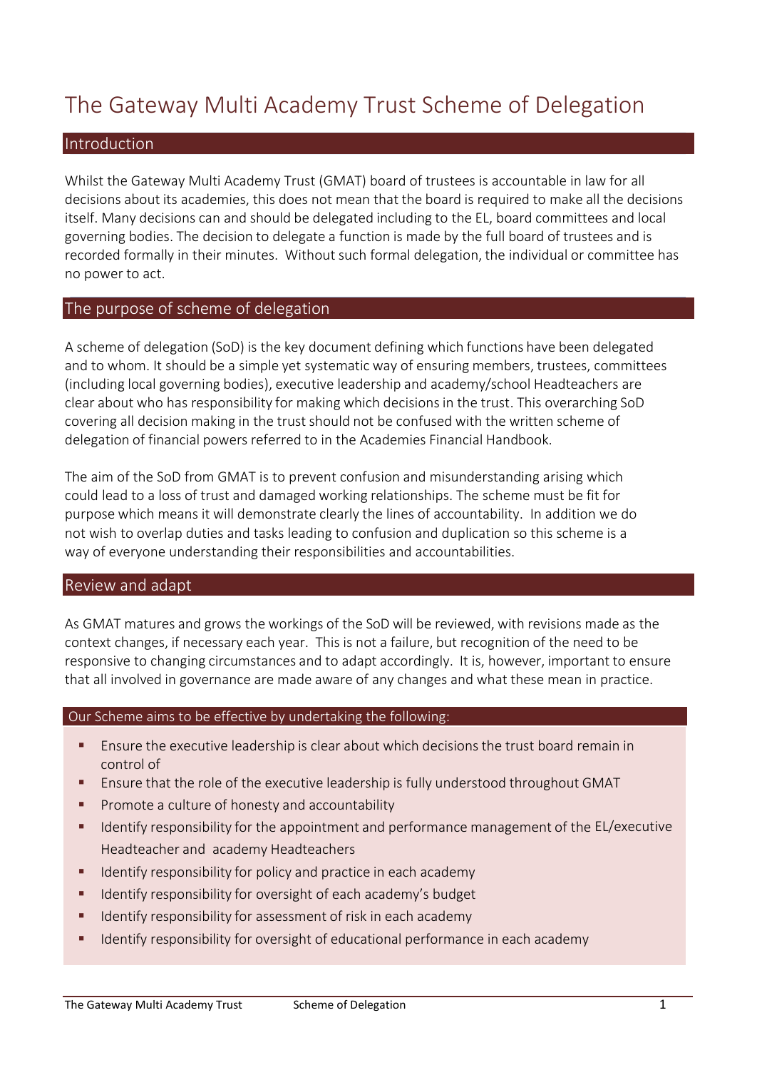# The Gateway Multi Academy Trust Scheme of Delegation

## Introduction

Whilst the Gateway Multi Academy Trust (GMAT) board of trustees is accountable in law for all decisions about its academies, this does not mean that the board is required to make all the decisions itself. Many decisions can and should be delegated including to the EL, board committees and local governing bodies. The decision to delegate a function is made by the full board of trustees and is recorded formally in their minutes. Without such formal delegation, the individual or committee has no power to act.

## The purpose of scheme of delegation

A scheme of delegation (SoD) is the key document defining which functions have been delegated and to whom. It should be a simple yet systematic way of ensuring members, trustees, committees (including local governing bodies), executive leadership and academy/school Headteachers are clear about who has responsibility for making which decisions in the trust. This overarching SoD covering all decision making in the trust should not be confused with the written scheme of delegation of financial powers referred to in the Academies Financial Handbook.

The aim of the SoD from GMAT is to prevent confusion and misunderstanding arising which could lead to a loss of trust and damaged working relationships. The scheme must be fit for purpose which means it will demonstrate clearly the lines of accountability. In addition we do not wish to overlap duties and tasks leading to confusion and duplication so this scheme is a way of everyone understanding their responsibilities and accountabilities.

## Review and adapt

As GMAT matures and grows the workings of the SoD will be reviewed, with revisions made as the context changes, if necessary each year. This is not a failure, but recognition of the need to be responsive to changing circumstances and to adapt accordingly. It is, however, important to ensure that all involved in governance are made aware of any changes and what these mean in practice.

### Our Scheme aims to be effective by undertaking the following:

- Ensure the executive leadership is clear about which decisions the trust board remain in control of
- Ensure that the role of the executive leadership is fully understood throughout GMAT
- Promote a culture of honesty and accountability
- Identify responsibility for the appointment and performance management of the EL/executive Headteacher and academy Headteachers
- Identify responsibility for policy and practice in each academy
- Identify responsibility for oversight of each academy's budget
- Identify responsibility for assessment of risk in each academy
- Identify responsibility for oversight of educational performance in each academy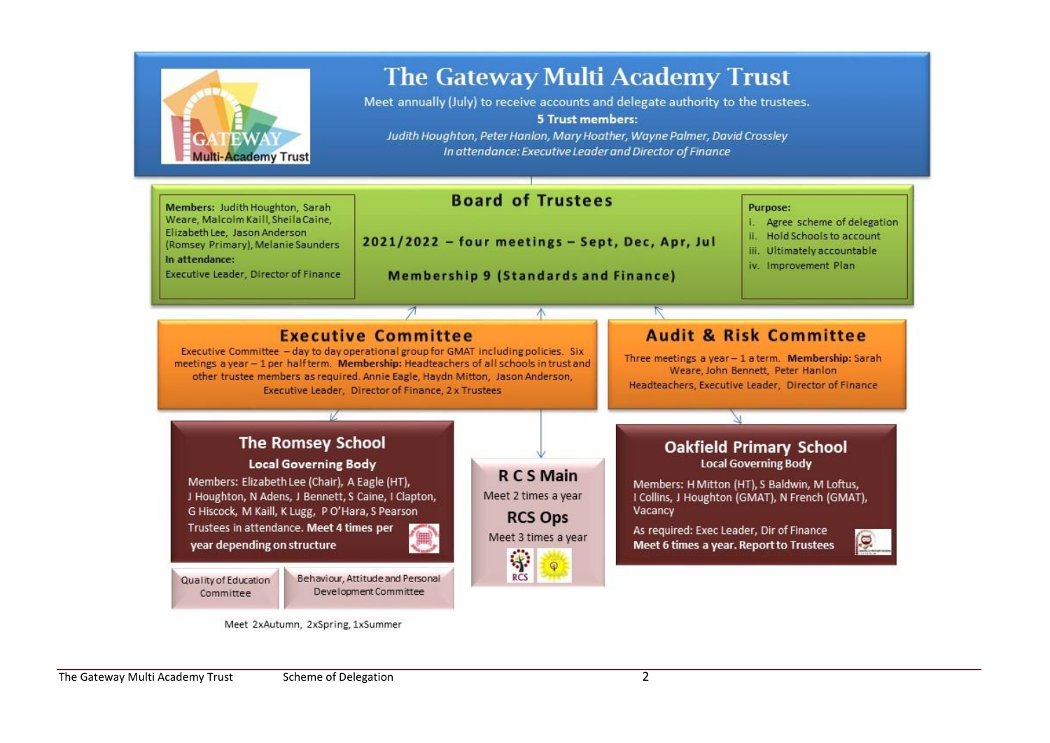# The Gateway Multi Academy Trust

Meet annually (July) to receive accounts and delegate authority to the trustees.

**5 Trust members:**

*Judith Houghton, Peter Hanlon, Mary Hoather, Wayne Palmer, David Crossley*

*In attendance: Executive Leader and Director of Finance*

## Board of Trustees

**Members:** Judith Houghton, Sarah Weare, Malcolm Kaill, Sheila Caine, Elizabeth Lee, Jason Anderson (Romsey Primary), Melanie Saunders

**In attendance:**

Executive Leader, Director of Finance

2021/2022 – four meetings – Sept, Dec, Apr, Jul

Membership 9 (Standards and Finance)

**Purpose:**

i. Agree scheme of delegation
ii. Hold Schools to account
iii. Ultimately accountable
iv. Improvement Plan

## Executive Committee

Executive Committee – day to day operational group for GMAT including policies. Six meetings a year – 1 per half term. **Membership:** Headteachers of all schools in trust and other trustee members as required. Annie Eagle, Haydn Mitton, Jason Anderson, Executive Leader, Director of Finance, 2 x Trustees

## Audit & Risk Committee

Three meetings a year – 1 a term. **Membership:** Sarah Weare, John Bennett, Peter Hanlon

Headteachers, Executive Leader, Director of Finance

## The Romsey School

**Local Governing Body**

Members: Elizabeth Lee (Chair), A Eagle (HT), J Houghton, N Adens, J Bennett, S Caine, I Clapton, G Hiscock, M Kaill, K Lugg, P O'Hara, S Pearson

Trustees in attendance. **Meet 4 times per year depending on structure**

- Quality of Education Committee
- Behaviour, Attitude and Personal Development Committee

Meet 2xAutumn, 2xSpring, 1xSummer

## R C S Main

Meet 2 times a year

## RCS Ops

Meet 3 times a year

## Oakfield Primary School

**Local Governing Body**

Members: H Mitton (HT), S Baldwin, M Loftus, I Collins, J Houghton (GMAT), N French (GMAT), Vacancy

As required: Exec Leader, Dir of Finance

**Meet 6 times a year. Report to Trustees**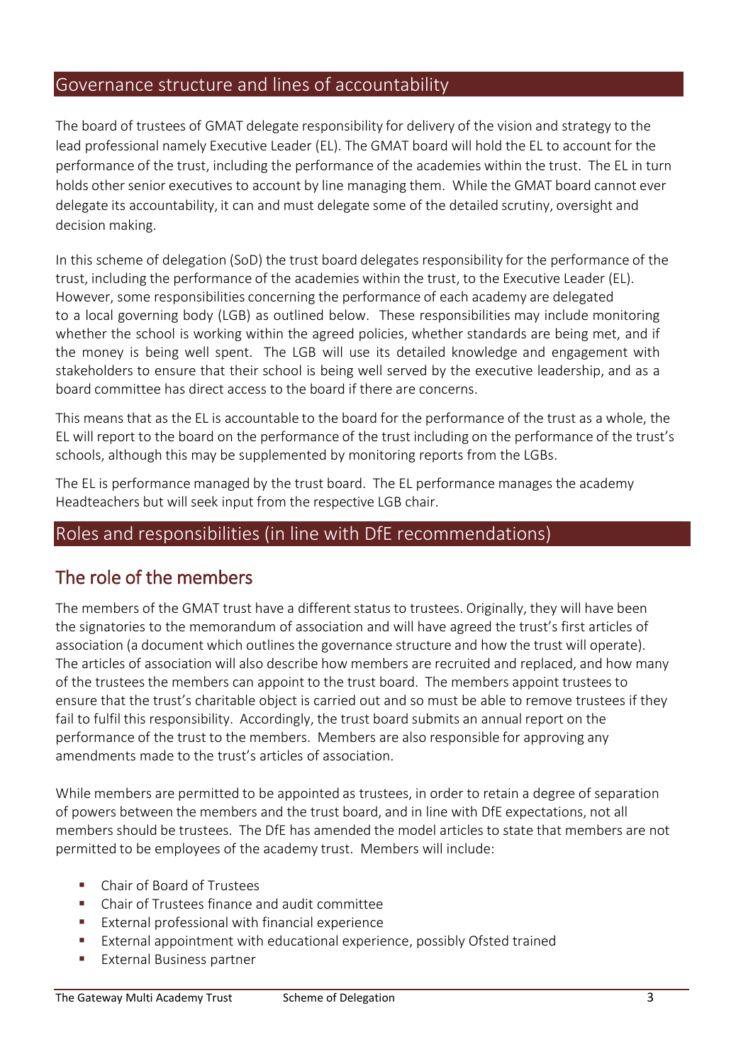## Governance structure and lines of accountability

The board of trustees of GMAT delegate responsibility for delivery of the vision and strategy to the lead professional namely Executive Leader (EL). The GMAT board will hold the EL to account for the performance of the trust, including the performance of the academies within the trust. The EL in turn holds other senior executives to account by line managing them. While the GMAT board cannot ever delegate its accountability, it can and must delegate some of the detailed scrutiny, oversight and decision making.

In this scheme of delegation (SoD) the trust board delegates responsibility for the performance of the trust, including the performance of the academies within the trust, to the Executive Leader (EL). However, some responsibilities concerning the performance of each academy are delegated to a local governing body (LGB) as outlined below. These responsibilities may include monitoring whether the school is working within the agreed policies, whether standards are being met, and if the money is being well spent. The LGB will use its detailed knowledge and engagement with stakeholders to ensure that their school is being well served by the executive leadership, and as a board committee has direct access to the board if there are concerns.

This means that as the EL is accountable to the board for the performance of the trust as a whole, the EL will report to the board on the performance of the trust including on the performance of the trust's schools, although this may be supplemented by monitoring reports from the LGBs.

The EL is performance managed by the trust board. The EL performance manages the academy Headteachers but will seek input from the respective LGB chair.

## Roles and responsibilities (in line with DfE recommendations)

### The role of the members

The members of the GMAT trust have a different status to trustees. Originally, they will have been the signatories to the memorandum of association and will have agreed the trust's first articles of association (a document which outlines the governance structure and how the trust will operate). The articles of association will also describe how members are recruited and replaced, and how many of the trustees the members can appoint to the trust board. The members appoint trustees to ensure that the trust's charitable object is carried out and so must be able to remove trustees if they fail to fulfil this responsibility. Accordingly, the trust board submits an annual report on the performance of the trust to the members. Members are also responsible for approving any amendments made to the trust's articles of association.

While members are permitted to be appointed as trustees, in order to retain a degree of separation of powers between the members and the trust board, and in line with DfE expectations, not all members should be trustees. The DfE has amended the model articles to state that members are not permitted to be employees of the academy trust. Members will include:

- Chair of Board of Trustees
- Chair of Trustees finance and audit committee
- External professional with financial experience
- External appointment with educational experience, possibly Ofsted trained
- External Business partner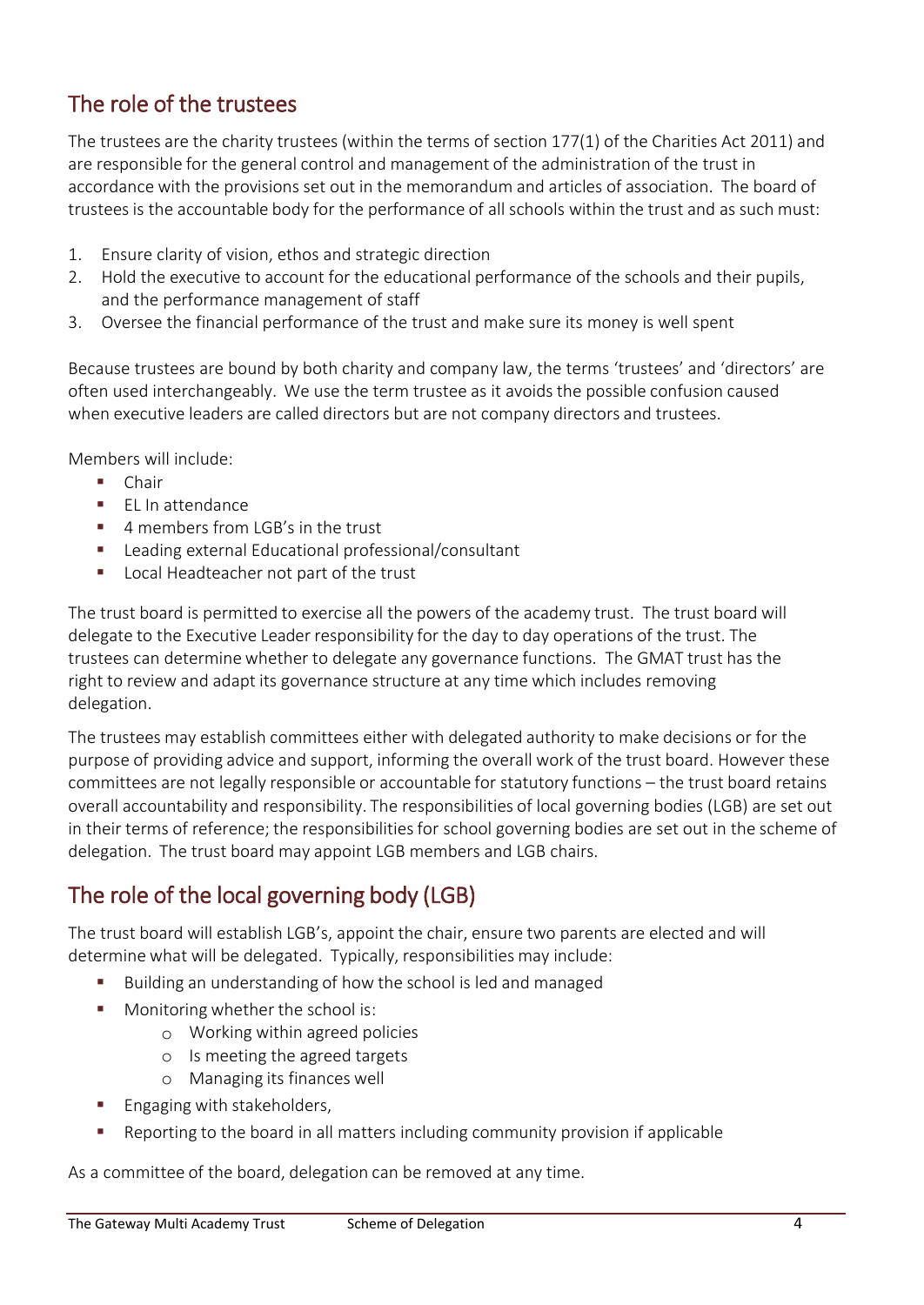## The role of the trustees

The trustees are the charity trustees (within the terms of section 177(1) of the Charities Act 2011) and are responsible for the general control and management of the administration of the trust in accordance with the provisions set out in the memorandum and articles of association. The board of trustees is the accountable body for the performance of all schools within the trust and as such must:

1. Ensure clarity of vision, ethos and strategic direction
2. Hold the executive to account for the educational performance of the schools and their pupils, and the performance management of staff
3. Oversee the financial performance of the trust and make sure its money is well spent

Because trustees are bound by both charity and company law, the terms 'trustees' and 'directors' are often used interchangeably. We use the term trustee as it avoids the possible confusion caused when executive leaders are called directors but are not company directors and trustees.

Members will include:

- Chair
- EL In attendance
- 4 members from LGB's in the trust
- Leading external Educational professional/consultant
- Local Headteacher not part of the trust

The trust board is permitted to exercise all the powers of the academy trust. The trust board will delegate to the Executive Leader responsibility for the day to day operations of the trust. The trustees can determine whether to delegate any governance functions. The GMAT trust has the right to review and adapt its governance structure at any time which includes removing delegation.

The trustees may establish committees either with delegated authority to make decisions or for the purpose of providing advice and support, informing the overall work of the trust board. However these committees are not legally responsible or accountable for statutory functions – the trust board retains overall accountability and responsibility. The responsibilities of local governing bodies (LGB) are set out in their terms of reference; the responsibilities for school governing bodies are set out in the scheme of delegation. The trust board may appoint LGB members and LGB chairs.

## The role of the local governing body (LGB)

The trust board will establish LGB's, appoint the chair, ensure two parents are elected and will determine what will be delegated. Typically, responsibilities may include:

- Building an understanding of how the school is led and managed
- Monitoring whether the school is:
  - Working within agreed policies
  - Is meeting the agreed targets
  - Managing its finances well
- Engaging with stakeholders,
- Reporting to the board in all matters including community provision if applicable

As a committee of the board, delegation can be removed at any time.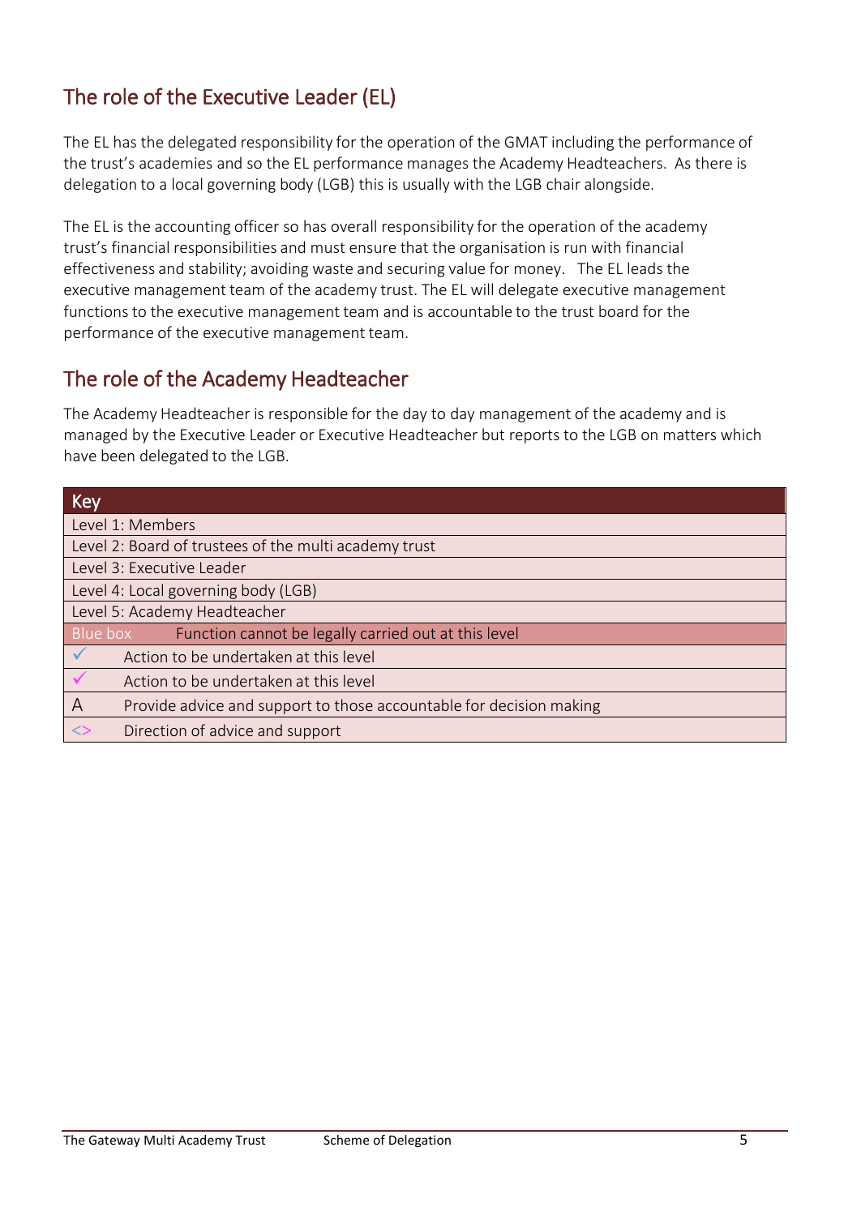## The role of the Executive Leader (EL)

The EL has the delegated responsibility for the operation of the GMAT including the performance of the trust's academies and so the EL performance manages the Academy Headteachers. As there is delegation to a local governing body (LGB) this is usually with the LGB chair alongside.

The EL is the accounting officer so has overall responsibility for the operation of the academy trust's financial responsibilities and must ensure that the organisation is run with financial effectiveness and stability; avoiding waste and securing value for money. The EL leads the executive management team of the academy trust. The EL will delegate executive management functions to the executive management team and is accountable to the trust board for the performance of the executive management team.

## The role of the Academy Headteacher

The Academy Headteacher is responsible for the day to day management of the academy and is managed by the Executive Leader or Executive Headteacher but reports to the LGB on matters which have been delegated to the LGB.

| Key | |
|---|---|
| Level 1: Members | |
| Level 2: Board of trustees of the multi academy trust | |
| Level 3: Executive Leader | |
| Level 4: Local governing body (LGB) | |
| Level 5: Academy Headteacher | |
| Blue box | Function cannot be legally carried out at this level |
| ✓ | Action to be undertaken at this level |
| ✓ | Action to be undertaken at this level |
| A | Provide advice and support to those accountable for decision making |
| <> | Direction of advice and support |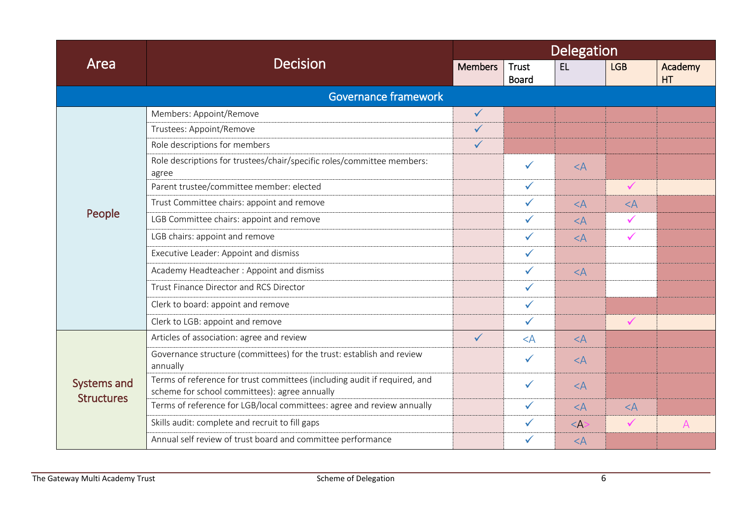| Area | Decision | Delegation | | | | |
|---|---|---|---|---|---|---|
| | | Members | Trust Board | EL | LGB | Academy HT |
| **Governance framework** | | | | | | |
| People | Members: Appoint/Remove | ✓ | | | | |
| | Trustees: Appoint/Remove | ✓ | | | | |
| | Role descriptions for members | ✓ | | | | |
| | Role descriptions for trustees/chair/specific roles/committee members: agree | | ✓ | <A | | |
| | Parent trustee/committee member: elected | | ✓ | | ✓ | |
| | Trust Committee chairs: appoint and remove | | ✓ | <A | <A | |
| | LGB Committee chairs: appoint and remove | | ✓ | <A | ✓ | |
| | LGB chairs: appoint and remove | | ✓ | <A | ✓ | |
| | Executive Leader: Appoint and dismiss | | ✓ | | | |
| | Academy Headteacher : Appoint and dismiss | | ✓ | <A | | |
| | Trust Finance Director and RCS Director | | ✓ | | | |
| | Clerk to board: appoint and remove | | ✓ | | | |
| | Clerk to LGB: appoint and remove | | ✓ | | ✓ | |
| Systems and Structures | Articles of association: agree and review | ✓ | <A | <A | | |
| | Governance structure (committees) for the trust: establish and review annually | | ✓ | <A | | |
| | Terms of reference for trust committees (including audit if required, and scheme for school committees): agree annually | | ✓ | <A | | |
| | Terms of reference for LGB/local committees: agree and review annually | | ✓ | <A | <A | |
| | Skills audit: complete and recruit to fill gaps | | ✓ | <A> | ✓ | A |
| | Annual self review of trust board and committee performance | | ✓ | <A | | |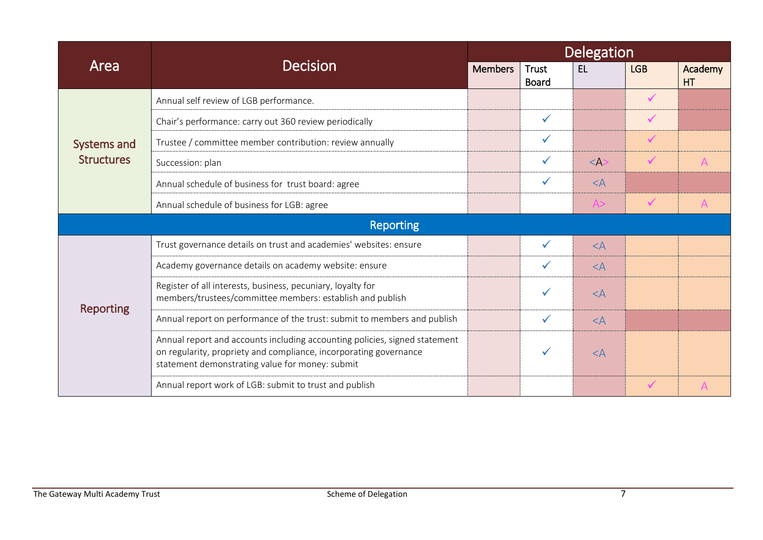| Area | Decision | Delegation | | | | |
|---|---|---|---|---|---|---|
| | | Members | Trust Board | EL | LGB | Academy HT |
| Systems and Structures | Annual self review of LGB performance. | | | | ✓ | |
| | Chair's performance: carry out 360 review periodically | | ✓ | | ✓ | |
| | Trustee / committee member contribution: review annually | | ✓ | | ✓ | |
| | Succession: plan | | ✓ | <A> | ✓ | A |
| | Annual schedule of business for trust board: agree | | ✓ | <A | | |
| | Annual schedule of business for LGB: agree | | | A> | ✓ | A |
| **Reporting** | | | | | | |
| Reporting | Trust governance details on trust and academies' websites: ensure | | ✓ | <A | | |
| | Academy governance details on academy website: ensure | | ✓ | <A | | |
| | Register of all interests, business, pecuniary, loyalty for members/trustees/committee members: establish and publish | | ✓ | <A | | |
| | Annual report on performance of the trust: submit to members and publish | | ✓ | <A | | |
| | Annual report and accounts including accounting policies, signed statement on regularity, propriety and compliance, incorporating governance statement demonstrating value for money: submit | | ✓ | <A | | |
| | Annual report work of LGB: submit to trust and publish | | | | ✓ | A |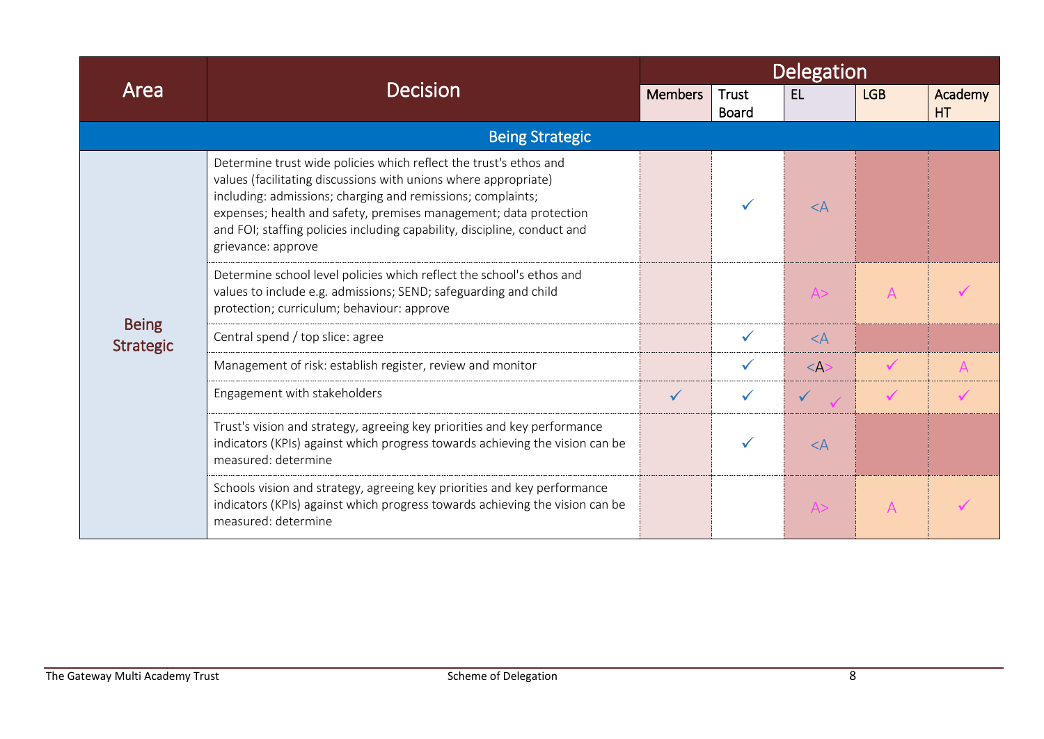| Area | Decision | Delegation | | | | |
|---|---|---|---|---|---|---|
| | | Members | Trust Board | EL | LGB | Academy HT |
| **Being Strategic** | | | | | | |
| Being Strategic | Determine trust wide policies which reflect the trust's ethos and values (facilitating discussions with unions where appropriate) including: admissions; charging and remissions; complaints; expenses; health and safety, premises management; data protection and FOI; staffing policies including capability, discipline, conduct and grievance: approve | | ✓ | <A | | |
| | Determine school level policies which reflect the school's ethos and values to include e.g. admissions; SEND; safeguarding and child protection; curriculum; behaviour: approve | | | A> | A | ✓ |
| | Central spend / top slice: agree | | ✓ | <A | | |
| | Management of risk: establish register, review and monitor | | ✓ | <A> | ✓ | A |
| | Engagement with stakeholders | ✓ | ✓ | ✓ ✓ | ✓ | ✓ |
| | Trust's vision and strategy, agreeing key priorities and key performance indicators (KPIs) against which progress towards achieving the vision can be measured: determine | | ✓ | <A | | |
| | Schools vision and strategy, agreeing key priorities and key performance indicators (KPIs) against which progress towards achieving the vision can be measured: determine | | | A> | A | ✓ |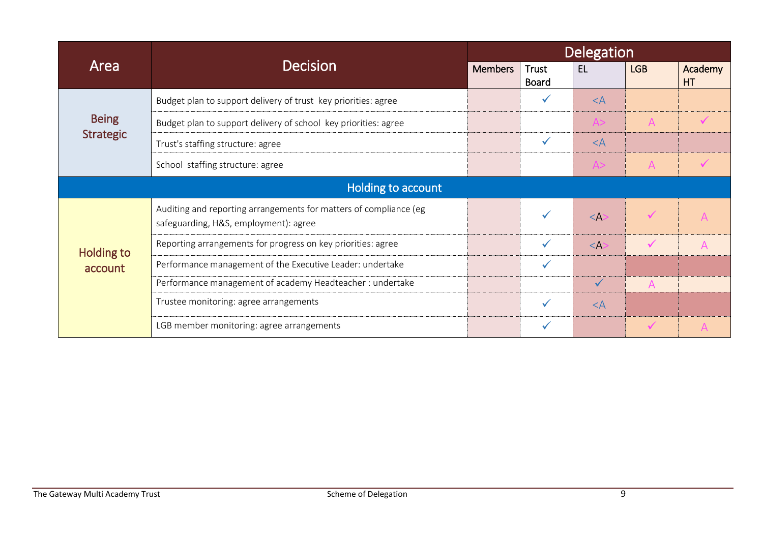| Area | Decision | Delegation | | | | |
|---|---|---|---|---|---|---|
| | | Members | Trust Board | EL | LGB | Academy HT |
| Being Strategic | Budget plan to support delivery of trust key priorities: agree | | ✓ | <A | | |
| | Budget plan to support delivery of school key priorities: agree | | | A> | A | ✓ |
| | Trust's staffing structure: agree | | ✓ | <A | | |
| | School staffing structure: agree | | | A> | A | ✓ |
| **Holding to account** | | | | | | |
| Holding to account | Auditing and reporting arrangements for matters of compliance (eg safeguarding, H&S, employment): agree | | ✓ | <A> | ✓ | A |
| | Reporting arrangements for progress on key priorities: agree | | ✓ | <A> | ✓ | A |
| | Performance management of the Executive Leader: undertake | | ✓ | | | |
| | Performance management of academy Headteacher : undertake | | | ✓ | A | |
| | Trustee monitoring: agree arrangements | | ✓ | <A | | |
| | LGB member monitoring: agree arrangements | | ✓ | | ✓ | A |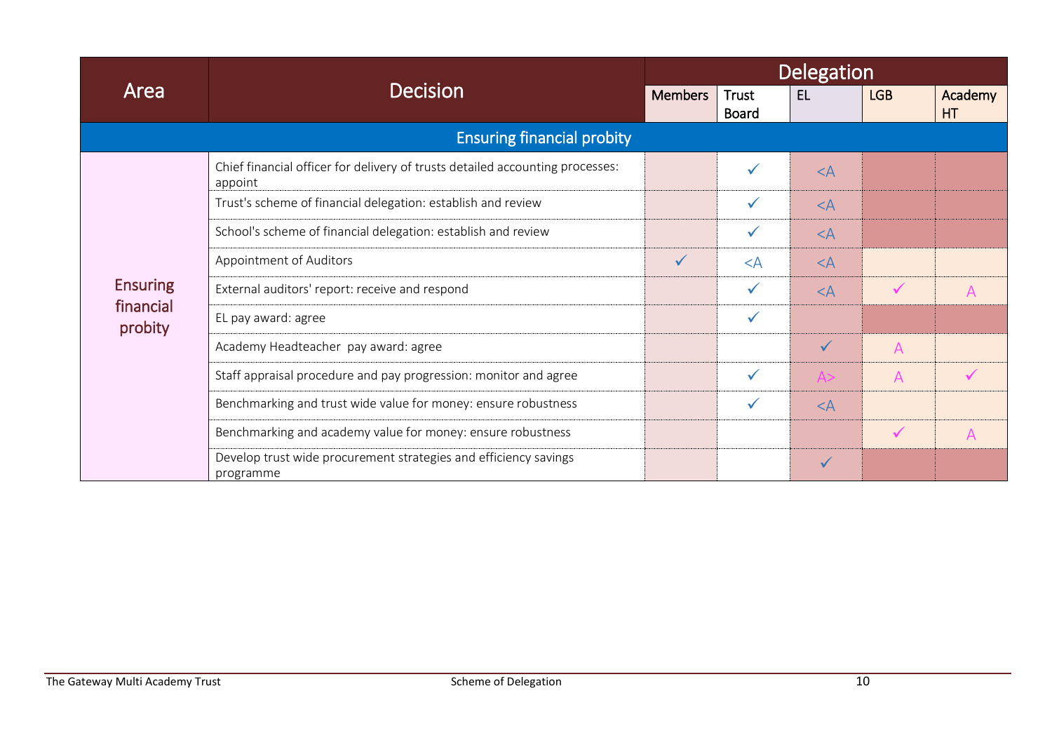| Area | Decision | Delegation | | | | |
|---|---|---|---|---|---|---|
| | | Members | Trust Board | EL | LGB | Academy HT |
| **Ensuring financial probity** | | | | | | |
| Ensuring financial probity | Chief financial officer for delivery of trusts detailed accounting processes: appoint | | ✓ | <A | | |
| | Trust's scheme of financial delegation: establish and review | | ✓ | <A | | |
| | School's scheme of financial delegation: establish and review | | ✓ | <A | | |
| | Appointment of Auditors | ✓ | <A | <A | | |
| | External auditors' report: receive and respond | | ✓ | <A | ✓ | A |
| | EL pay award: agree | | ✓ | | | |
| | Academy Headteacher pay award: agree | | | ✓ | A | |
| | Staff appraisal procedure and pay progression: monitor and agree | | ✓ | A> | A | ✓ |
| | Benchmarking and trust wide value for money: ensure robustness | | ✓ | <A | | |
| | Benchmarking and academy value for money: ensure robustness | | | | ✓ | A |
| | Develop trust wide procurement strategies and efficiency savings programme | | | ✓ | | |